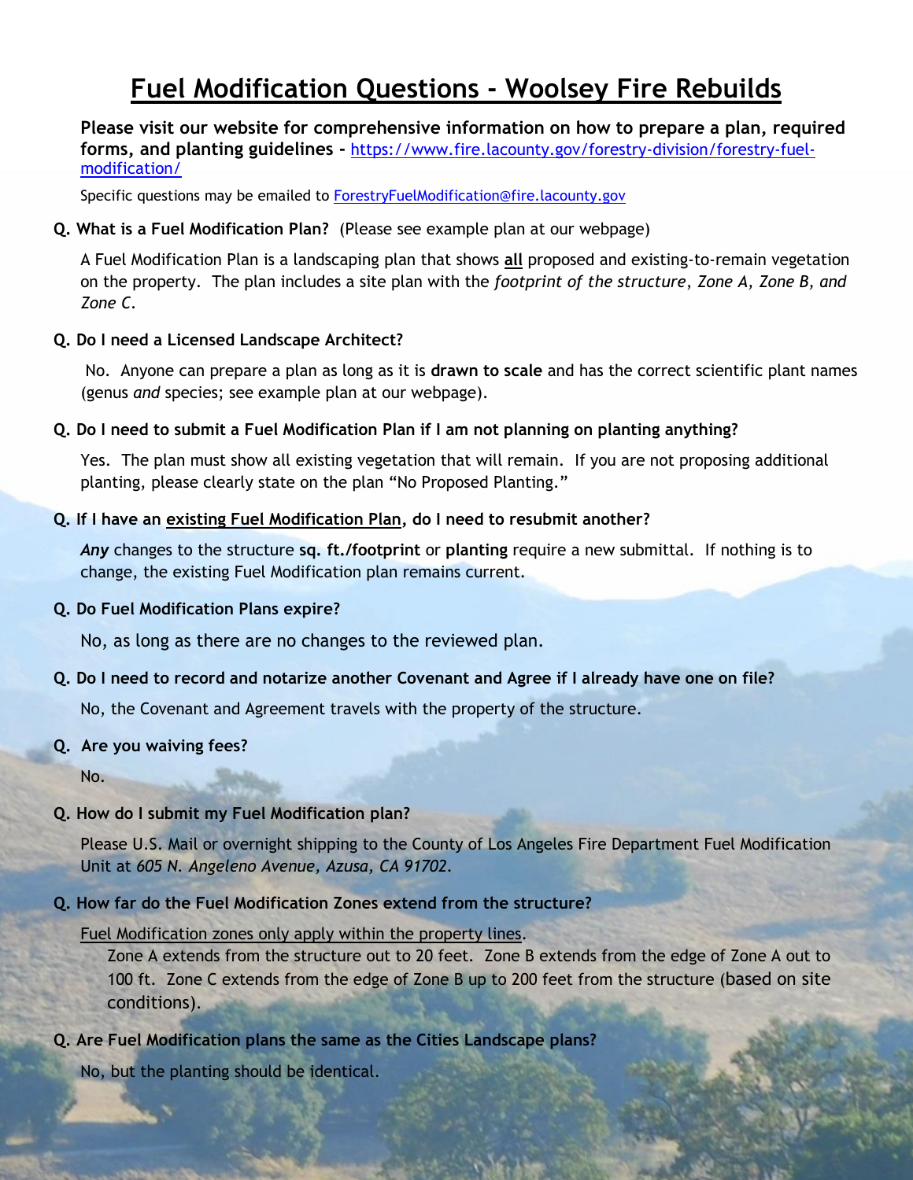# Fuel Modification Questions - Woolsey Fire Rebuilds

**Please visit our website for comprehensive information on how to prepare a plan, required forms, and planting guidelines -** [https://www.fire.lacounty.gov/forestry-division/forestry-fuel-modification/](https://www.fire.lacounty.gov/forestry-division/forestry-fuel-modification/)

Specific questions may be emailed to [ForestryFuelModification@fire.lacounty.gov](mailto:ForestryFuelModification@fire.lacounty.gov)

**Q. What is a Fuel Modification Plan?** (Please see example plan at our webpage)

A Fuel Modification Plan is a landscaping plan that shows **all** proposed and existing-to-remain vegetation on the property. The plan includes a site plan with the *footprint of the structure*, *Zone A, Zone B, and Zone C*.

**Q. Do I need a Licensed Landscape Architect?**

No. Anyone can prepare a plan as long as it is **drawn to scale** and has the correct scientific plant names (genus *and* species; see example plan at our webpage).

**Q. Do I need to submit a Fuel Modification Plan if I am not planning on planting anything?**

Yes. The plan must show all existing vegetation that will remain. If you are not proposing additional planting, please clearly state on the plan "No Proposed Planting."

**Q. If I have an existing Fuel Modification Plan, do I need to resubmit another?**

***Any*** changes to the structure **sq. ft./footprint** or **planting** require a new submittal. If nothing is to change, the existing Fuel Modification plan remains current.

**Q. Do Fuel Modification Plans expire?**

No, as long as there are no changes to the reviewed plan.

**Q. Do I need to record and notarize another Covenant and Agree if I already have one on file?**

No, the Covenant and Agreement travels with the property of the structure.

**Q. Are you waiving fees?**

No.

**Q. How do I submit my Fuel Modification plan?**

Please U.S. Mail or overnight shipping to the County of Los Angeles Fire Department Fuel Modification Unit at *605 N. Angeleno Avenue, Azusa, CA 91702*.

**Q. How far do the Fuel Modification Zones extend from the structure?**

Fuel Modification zones only apply within the property lines.

Zone A extends from the structure out to 20 feet. Zone B extends from the edge of Zone A out to 100 ft. Zone C extends from the edge of Zone B up to 200 feet from the structure (based on site conditions).

**Q. Are Fuel Modification plans the same as the Cities Landscape plans?**

No, but the planting should be identical.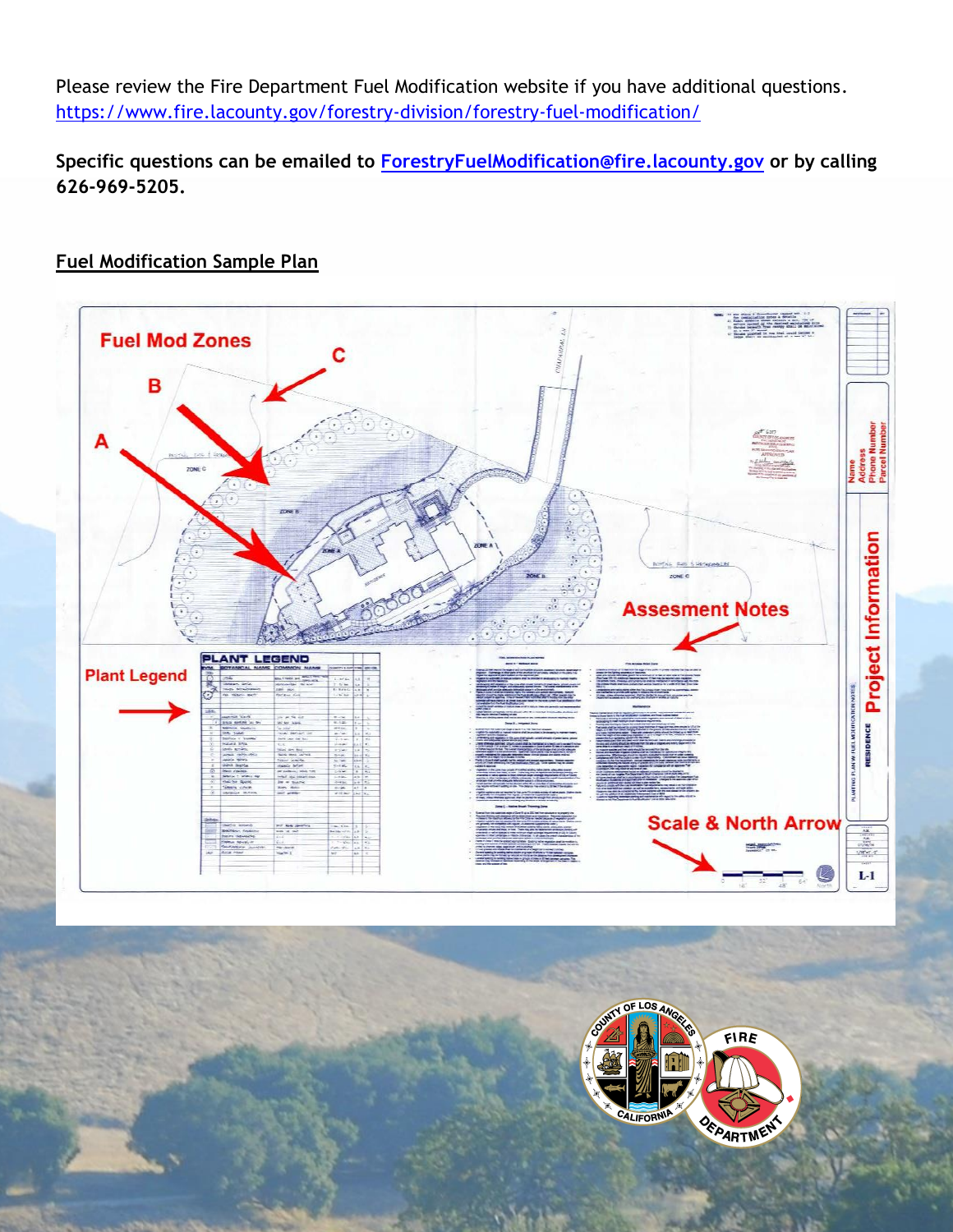Please review the Fire Department Fuel Modification website if you have additional questions. https://www.fire.lacounty.gov/forestry-division/forestry-fuel-modification/

**Specific questions can be emailed to ForestryFuelModification@fire.lacounty.gov or by calling 626-969-5205.**

## Fuel Modification Sample Plan

Fuel Mod Zones

A

B

C

Plant Legend

Assesment Notes

Scale & North Arrow

Project Information